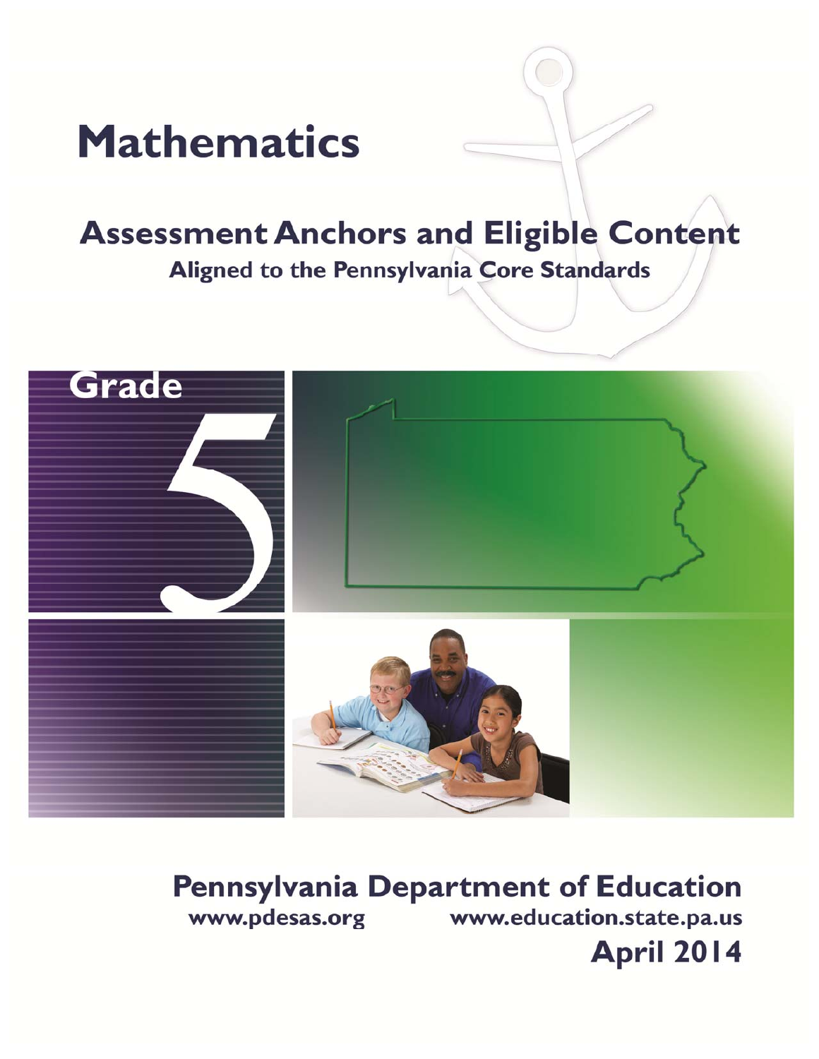# Mathematics

## Assessment Anchors and Eligible Content

### Aligned to the Pennsylvania Core Standards

Grade 5

**Pennsylvania Department of Education**

www.pdesas.org www.education.state.pa.us

**April 2014**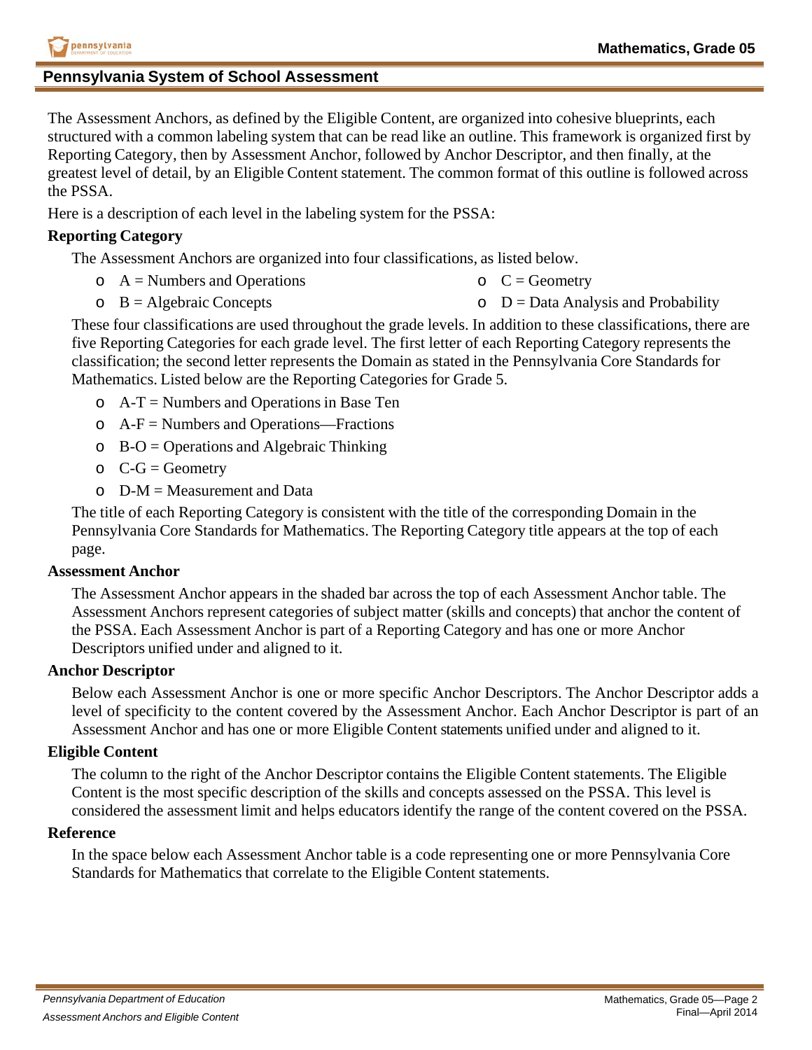## Pennsylvania System of School Assessment

The Assessment Anchors, as defined by the Eligible Content, are organized into cohesive blueprints, each structured with a common labeling system that can be read like an outline. This framework is organized first by Reporting Category, then by Assessment Anchor, followed by Anchor Descriptor, and then finally, at the greatest level of detail, by an Eligible Content statement. The common format of this outline is followed across the PSSA.

Here is a description of each level in the labeling system for the PSSA:

### Reporting Category

The Assessment Anchors are organized into four classifications, as listed below.

- A = Numbers and Operations
- B = Algebraic Concepts
- C = Geometry
- D = Data Analysis and Probability

These four classifications are used throughout the grade levels. In addition to these classifications, there are five Reporting Categories for each grade level. The first letter of each Reporting Category represents the classification; the second letter represents the Domain as stated in the Pennsylvania Core Standards for Mathematics. Listed below are the Reporting Categories for Grade 5.

- A-T = Numbers and Operations in Base Ten
- A-F = Numbers and Operations—Fractions
- B-O = Operations and Algebraic Thinking
- C-G = Geometry
- D-M = Measurement and Data

The title of each Reporting Category is consistent with the title of the corresponding Domain in the Pennsylvania Core Standards for Mathematics. The Reporting Category title appears at the top of each page.

### Assessment Anchor

The Assessment Anchor appears in the shaded bar across the top of each Assessment Anchor table. The Assessment Anchors represent categories of subject matter (skills and concepts) that anchor the content of the PSSA. Each Assessment Anchor is part of a Reporting Category and has one or more Anchor Descriptors unified under and aligned to it.

### Anchor Descriptor

Below each Assessment Anchor is one or more specific Anchor Descriptors. The Anchor Descriptor adds a level of specificity to the content covered by the Assessment Anchor. Each Anchor Descriptor is part of an Assessment Anchor and has one or more Eligible Content statements unified under and aligned to it.

### Eligible Content

The column to the right of the Anchor Descriptor contains the Eligible Content statements. The Eligible Content is the most specific description of the skills and concepts assessed on the PSSA. This level is considered the assessment limit and helps educators identify the range of the content covered on the PSSA.

### Reference

In the space below each Assessment Anchor table is a code representing one or more Pennsylvania Core Standards for Mathematics that correlate to the Eligible Content statements.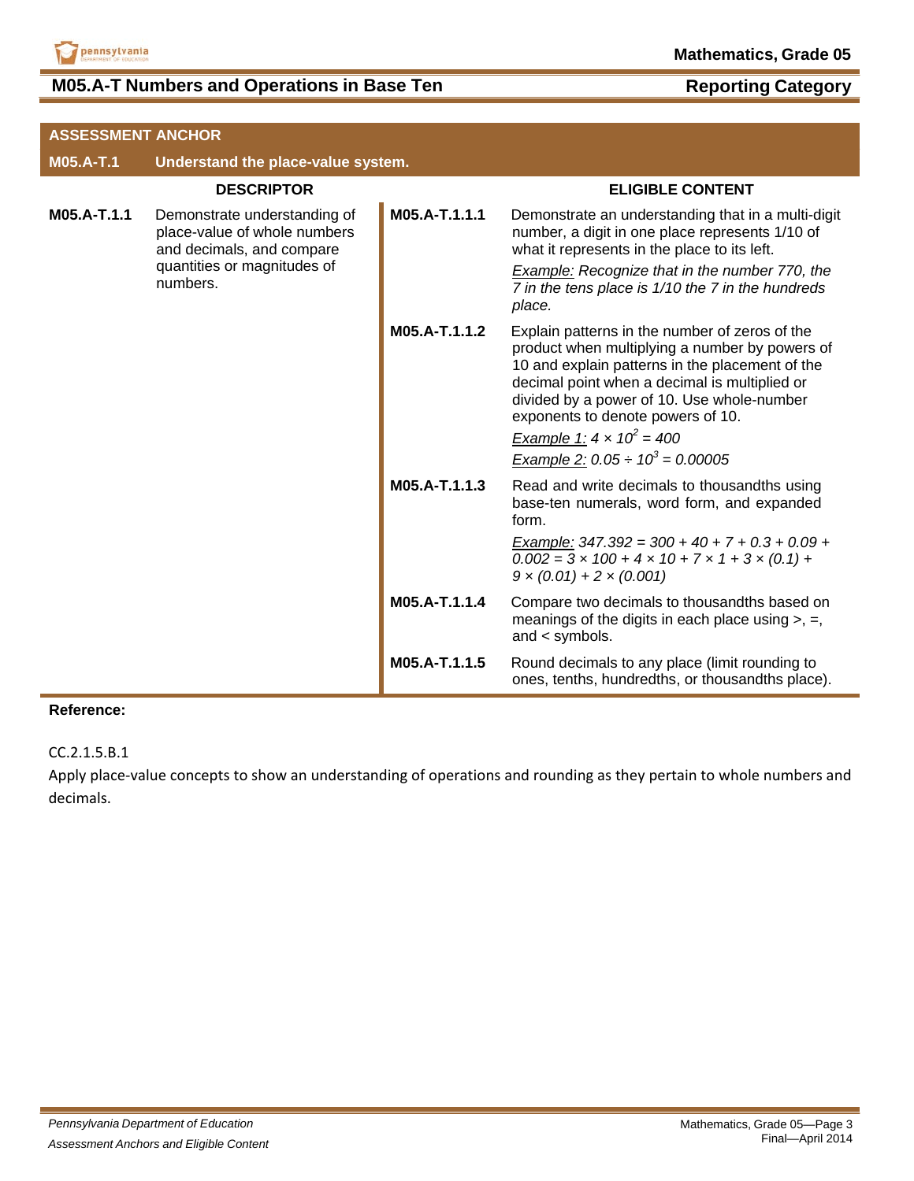## M05.A-T Numbers and Operations in Base Ten

**Reporting Category**

| ASSESSMENT ANCHOR | | | |
|---|---|---|---|
| **M05.A-T.1** | **Understand the place-value system.** | | |
| **DESCRIPTOR** | | **ELIGIBLE CONTENT** | |
| **M05.A-T.1.1** | Demonstrate understanding of place-value of whole numbers and decimals, and compare quantities or magnitudes of numbers. | **M05.A-T.1.1.1** | Demonstrate an understanding that in a multi-digit number, a digit in one place represents 1/10 of what it represents in the place to its left.<br><br>*Example:* *Recognize that in the number 770, the 7 in the tens place is 1/10 the 7 in the hundreds place.* |
| | | **M05.A-T.1.1.2** | Explain patterns in the number of zeros of the product when multiplying a number by powers of 10 and explain patterns in the placement of the decimal point when a decimal is multiplied or divided by a power of 10. Use whole-number exponents to denote powers of 10.<br><br>*Example 1:* $4 \times 10^2 = 400$<br><br>*Example 2:* $0.05 \div 10^3 = 0.00005$ |
| | | **M05.A-T.1.1.3** | Read and write decimals to thousandths using base-ten numerals, word form, and expanded form.<br><br>*Example:* $347.392 = 300 + 40 + 7 + 0.3 + 0.09 + 0.002 = 3 \times 100 + 4 \times 10 + 7 \times 1 + 3 \times (0.1) + 9 \times (0.01) + 2 \times (0.001)$ |
| | | **M05.A-T.1.1.4** | Compare two decimals to thousandths based on meanings of the digits in each place using >, =, and < symbols. |
| | | **M05.A-T.1.1.5** | Round decimals to any place (limit rounding to ones, tenths, hundredths, or thousandths place). |

**Reference:**

CC.2.1.5.B.1

Apply place-value concepts to show an understanding of operations and rounding as they pertain to whole numbers and decimals.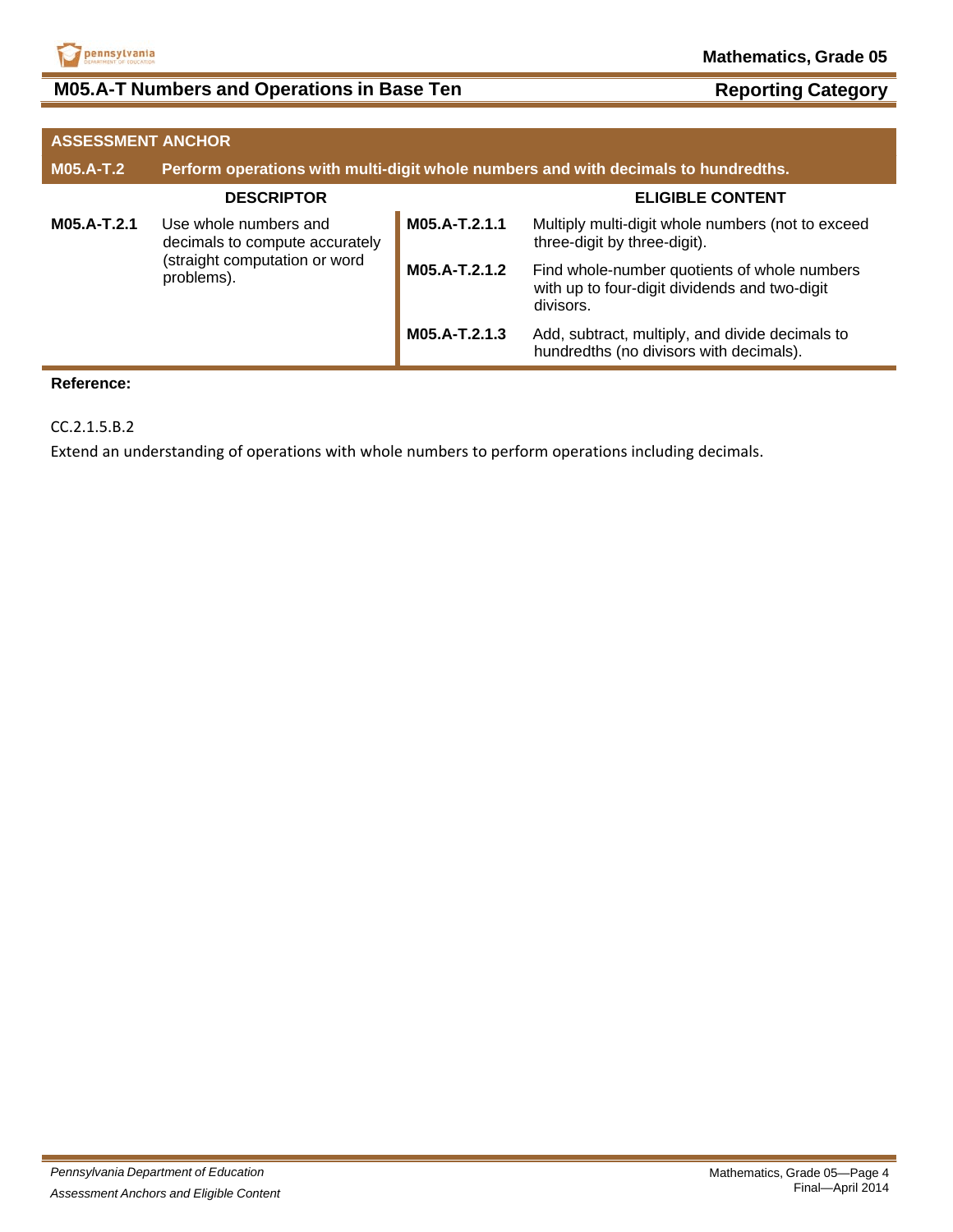## M05.A-T Numbers and Operations in Base Ten

**Reporting Category**

| ASSESSMENT ANCHOR | | | |
|---|---|---|---|
| **M05.A-T.2** | **Perform operations with multi-digit whole numbers and with decimals to hundredths.** | | |
| **DESCRIPTOR** | | **ELIGIBLE CONTENT** | |
| **M05.A-T.2.1** | Use whole numbers and decimals to compute accurately (straight computation or word problems). | **M05.A-T.2.1.1** | Multiply multi-digit whole numbers (not to exceed three-digit by three-digit). |
| | | **M05.A-T.2.1.2** | Find whole-number quotients of whole numbers with up to four-digit dividends and two-digit divisors. |
| | | **M05.A-T.2.1.3** | Add, subtract, multiply, and divide decimals to hundredths (no divisors with decimals). |

**Reference:**

CC.2.1.5.B.2

Extend an understanding of operations with whole numbers to perform operations including decimals.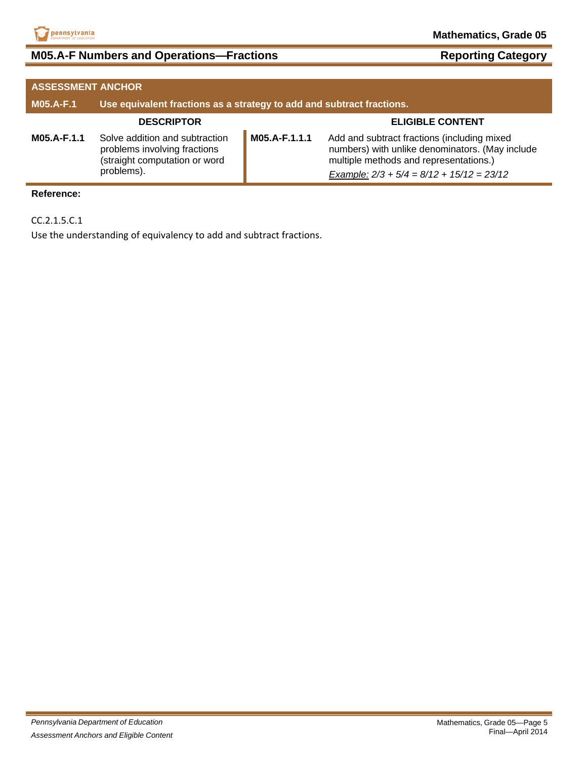## M05.A-F Numbers and Operations—Fractions

**Reporting Category**

| ASSESSMENT ANCHOR | | | |
|---|---|---|---|
| **M05.A-F.1** | **Use equivalent fractions as a strategy to add and subtract fractions.** | | |
| **DESCRIPTOR** | | **ELIGIBLE CONTENT** | |
| **M05.A-F.1.1** | Solve addition and subtraction problems involving fractions (straight computation or word problems). | **M05.A-F.1.1.1** | Add and subtract fractions (including mixed numbers) with unlike denominators. (May include multiple methods and representations.) <br> *Example:* $2/3 + 5/4 = 8/12 + 15/12 = 23/12$ |

**Reference:**

CC.2.1.5.C.1

Use the understanding of equivalency to add and subtract fractions.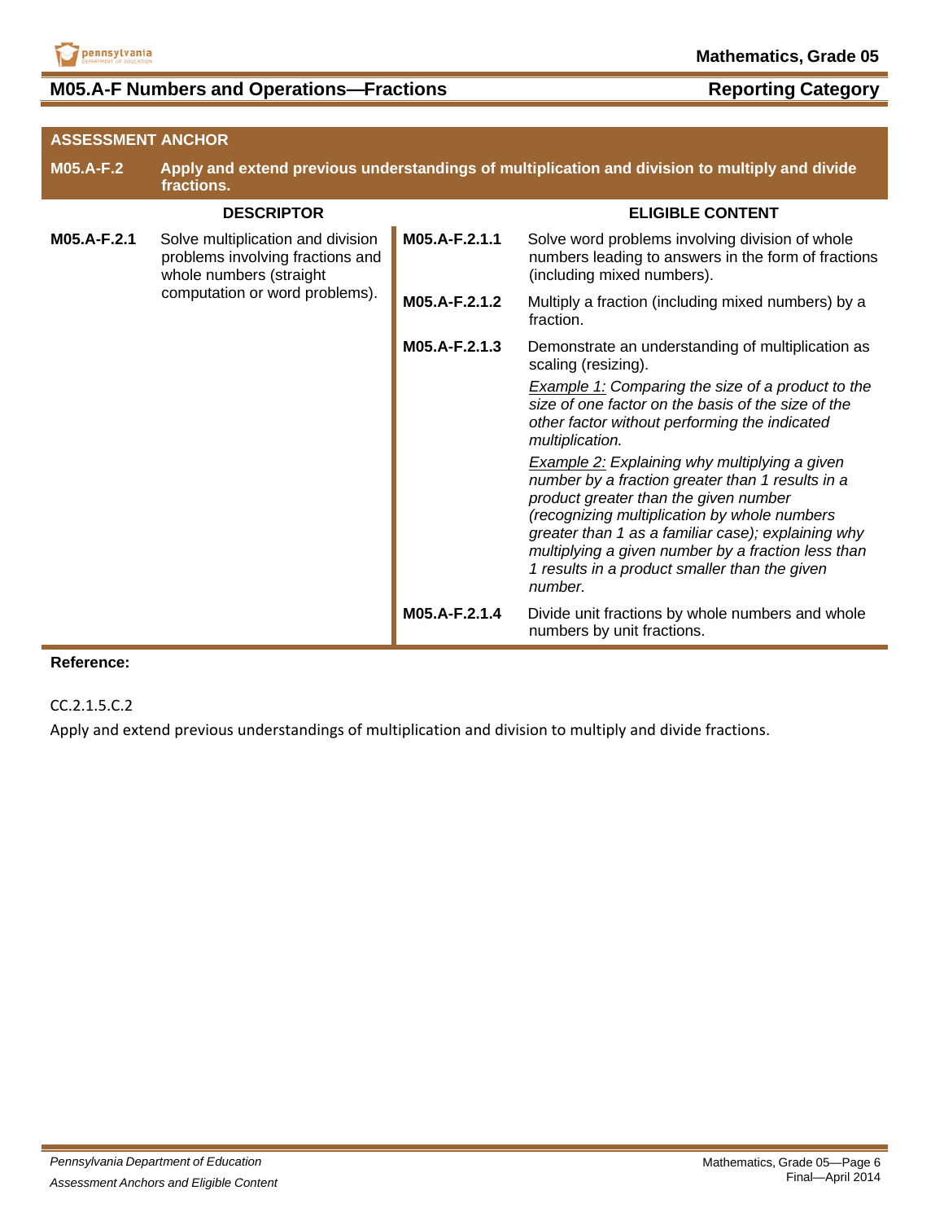## M05.A-F Numbers and Operations—Fractions

**Reporting Category**

| ASSESSMENT ANCHOR | | | |
|---|---|---|---|
| **M05.A-F.2** | **Apply and extend previous understandings of multiplication and division to multiply and divide fractions.** | | |
| **DESCRIPTOR** | | **ELIGIBLE CONTENT** | |
| **M05.A-F.2.1** | Solve multiplication and division problems involving fractions and whole numbers (straight computation or word problems). | **M05.A-F.2.1.1** | Solve word problems involving division of whole numbers leading to answers in the form of fractions (including mixed numbers). |
| | | **M05.A-F.2.1.2** | Multiply a fraction (including mixed numbers) by a fraction. |
| | | **M05.A-F.2.1.3** | Demonstrate an understanding of multiplication as scaling (resizing).<br>*Example 1: Comparing the size of a product to the size of one factor on the basis of the size of the other factor without performing the indicated multiplication.*<br>*Example 2: Explaining why multiplying a given number by a fraction greater than 1 results in a product greater than the given number (recognizing multiplication by whole numbers greater than 1 as a familiar case); explaining why multiplying a given number by a fraction less than 1 results in a product smaller than the given number.* |
| | | **M05.A-F.2.1.4** | Divide unit fractions by whole numbers and whole numbers by unit fractions. |

**Reference:**

CC.2.1.5.C.2

Apply and extend previous understandings of multiplication and division to multiply and divide fractions.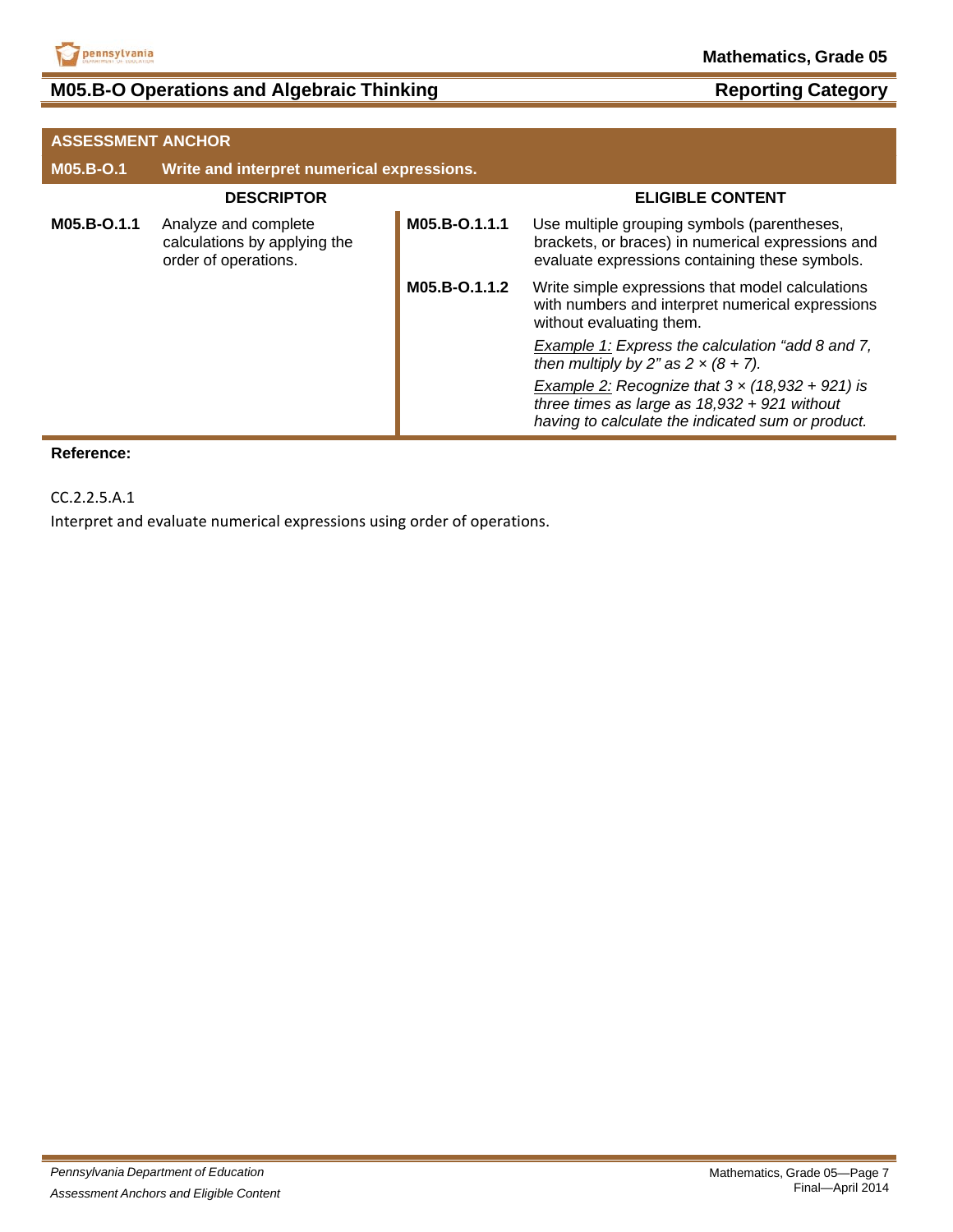## M05.B-O Operations and Algebraic Thinking — Reporting Category

| ASSESSMENT ANCHOR | | | |
|---|---|---|---|
| **M05.B-O.1** | **Write and interpret numerical expressions.** | | |
| **DESCRIPTOR** | | **ELIGIBLE CONTENT** | |
| **M05.B-O.1.1** | Analyze and complete calculations by applying the order of operations. | **M05.B-O.1.1.1** | Use multiple grouping symbols (parentheses, brackets, or braces) in numerical expressions and evaluate expressions containing these symbols. |
| | | **M05.B-O.1.1.2** | Write simple expressions that model calculations with numbers and interpret numerical expressions without evaluating them.<br><br>*Example 1: Express the calculation "add 8 and 7, then multiply by 2" as $2 \times (8 + 7)$.*<br><br>*Example 2: Recognize that $3 \times (18{,}932 + 921)$ is three times as large as $18{,}932 + 921$ without having to calculate the indicated sum or product.* |

**Reference:**

CC.2.2.5.A.1

Interpret and evaluate numerical expressions using order of operations.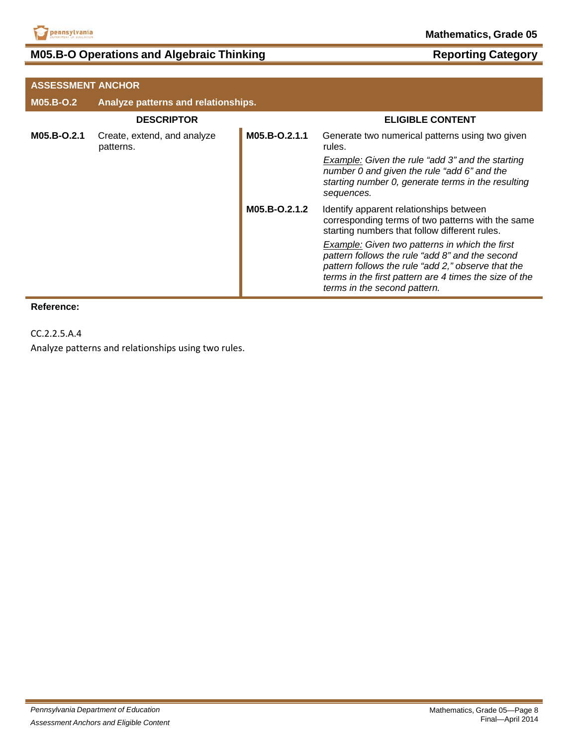## M05.B-O Operations and Algebraic Thinking — Reporting Category

| ASSESSMENT ANCHOR | | | |
|---|---|---|---|
| **M05.B-O.2** | **Analyze patterns and relationships.** | | |
| **DESCRIPTOR** | | **ELIGIBLE CONTENT** | |
| **M05.B-O.2.1** | Create, extend, and analyze patterns. | **M05.B-O.2.1.1** | Generate two numerical patterns using two given rules.<br><br>*Example:* *Given the rule "add 3" and the starting number 0 and given the rule "add 6" and the starting number 0, generate terms in the resulting sequences.* |
| | | **M05.B-O.2.1.2** | Identify apparent relationships between corresponding terms of two patterns with the same starting numbers that follow different rules.<br><br>*Example:* *Given two patterns in which the first pattern follows the rule "add 8" and the second pattern follows the rule "add 2," observe that the terms in the first pattern are 4 times the size of the terms in the second pattern.* |

**Reference:**

CC.2.2.5.A.4

Analyze patterns and relationships using two rules.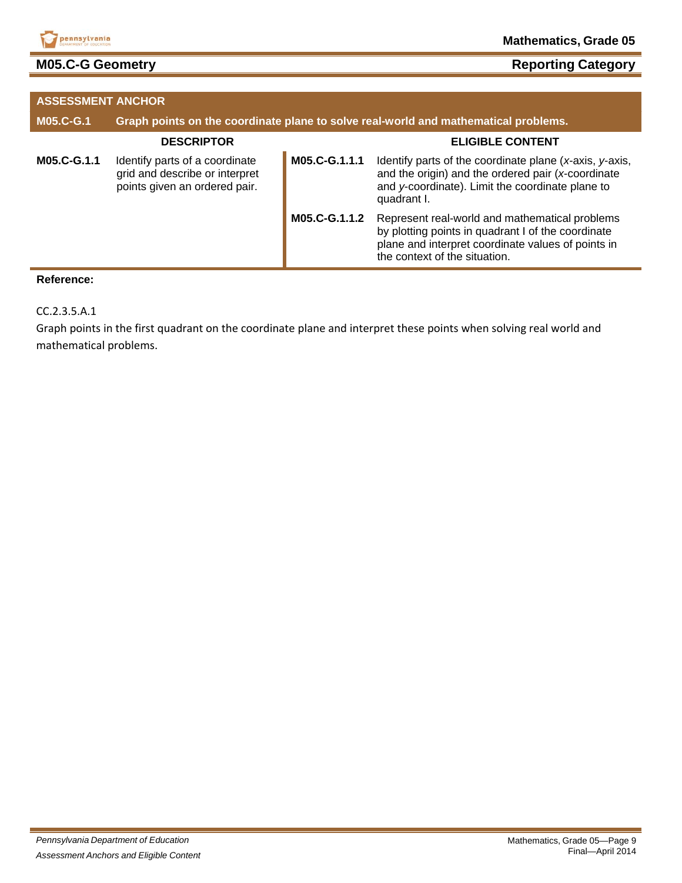## M05.C-G Geometry

**Reporting Category**

| ASSESSMENT ANCHOR | | | |
|---|---|---|---|
| **M05.C-G.1** | **Graph points on the coordinate plane to solve real-world and mathematical problems.** | | |
| | **DESCRIPTOR** | | **ELIGIBLE CONTENT** |
| **M05.C-G.1.1** | Identify parts of a coordinate grid and describe or interpret points given an ordered pair. | **M05.C-G.1.1.1** | Identify parts of the coordinate plane (*x*-axis, *y*-axis, and the origin) and the ordered pair (*x*-coordinate and *y*-coordinate). Limit the coordinate plane to quadrant I. |
| | | **M05.C-G.1.1.2** | Represent real-world and mathematical problems by plotting points in quadrant I of the coordinate plane and interpret coordinate values of points in the context of the situation. |

**Reference:**

CC.2.3.5.A.1

Graph points in the first quadrant on the coordinate plane and interpret these points when solving real world and mathematical problems.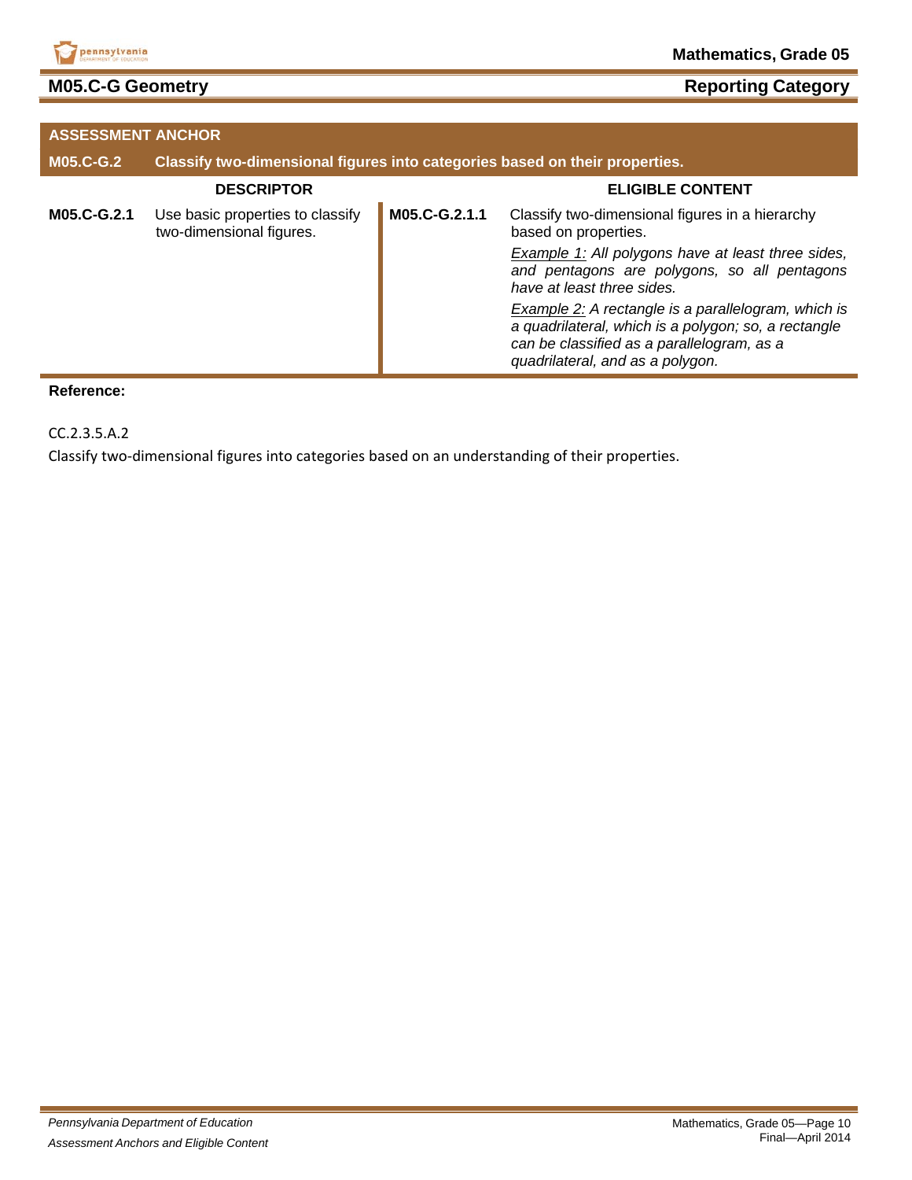## M05.C-G Geometry

**Reporting Category**

| ASSESSMENT ANCHOR | | | |
|---|---|---|---|
| **M05.C-G.2** | **Classify two-dimensional figures into categories based on their properties.** | | |
| **DESCRIPTOR** | | **ELIGIBLE CONTENT** | |
| **M05.C-G.2.1** | Use basic properties to classify two-dimensional figures. | **M05.C-G.2.1.1** | Classify two-dimensional figures in a hierarchy based on properties.<br><br>*Example 1: All polygons have at least three sides, and pentagons are polygons, so all pentagons have at least three sides.*<br><br>*Example 2: A rectangle is a parallelogram, which is a quadrilateral, which is a polygon; so, a rectangle can be classified as a parallelogram, as a quadrilateral, and as a polygon.* |

**Reference:**

CC.2.3.5.A.2

Classify two-dimensional figures into categories based on an understanding of their properties.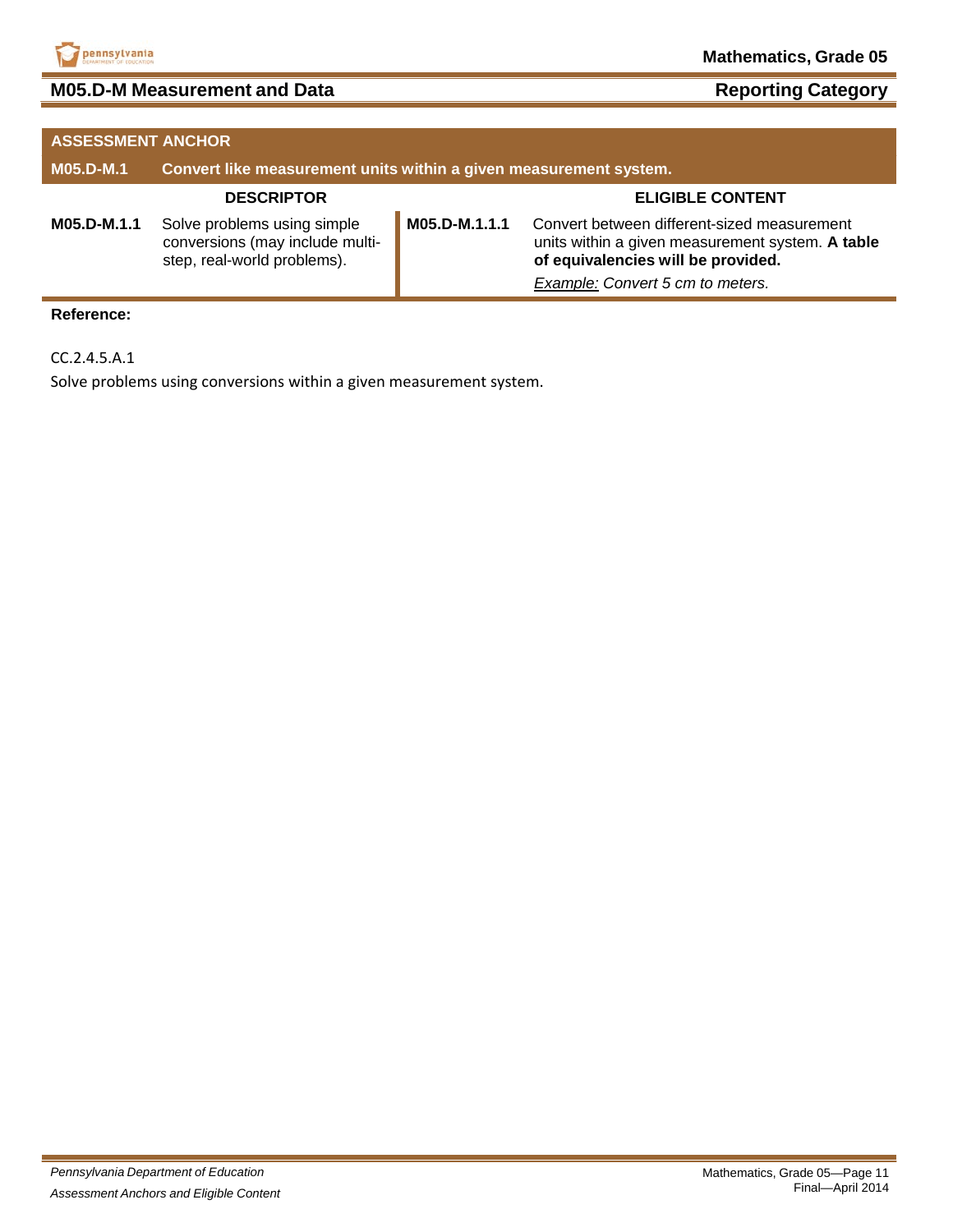## M05.D-M Measurement and Data

**Reporting Category**

| ASSESSMENT ANCHOR | | | |
|---|---|---|---|
| **M05.D-M.1** | **Convert like measurement units within a given measurement system.** | | |
| **DESCRIPTOR** | | **ELIGIBLE CONTENT** | |
| **M05.D-M.1.1** | Solve problems using simple conversions (may include multi-step, real-world problems). | **M05.D-M.1.1.1** | Convert between different-sized measurement units within a given measurement system. **A table of equivalencies will be provided.**<br><br>*Example:* *Convert 5 cm to meters.* |

**Reference:**

CC.2.4.5.A.1

Solve problems using conversions within a given measurement system.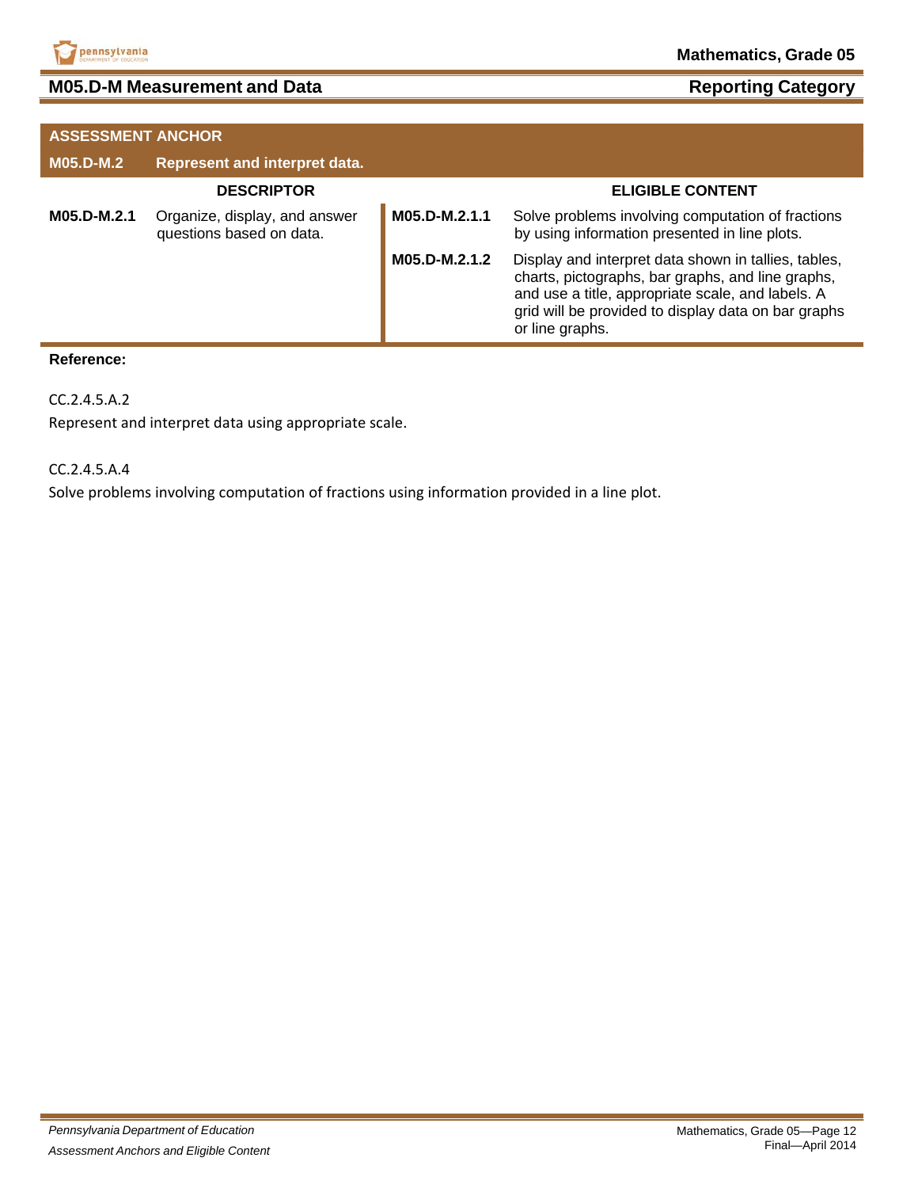## M05.D-M Measurement and Data — Reporting Category

| ASSESSMENT ANCHOR | | | |
|---|---|---|---|
| **M05.D-M.2** | **Represent and interpret data.** | | |
| **DESCRIPTOR** | | **ELIGIBLE CONTENT** | |
| **M05.D-M.2.1** | Organize, display, and answer questions based on data. | **M05.D-M.2.1.1** | Solve problems involving computation of fractions by using information presented in line plots. |
| | | **M05.D-M.2.1.2** | Display and interpret data shown in tallies, tables, charts, pictographs, bar graphs, and line graphs, and use a title, appropriate scale, and labels. A grid will be provided to display data on bar graphs or line graphs. |

**Reference:**

CC.2.4.5.A.2

Represent and interpret data using appropriate scale.

CC.2.4.5.A.4

Solve problems involving computation of fractions using information provided in a line plot.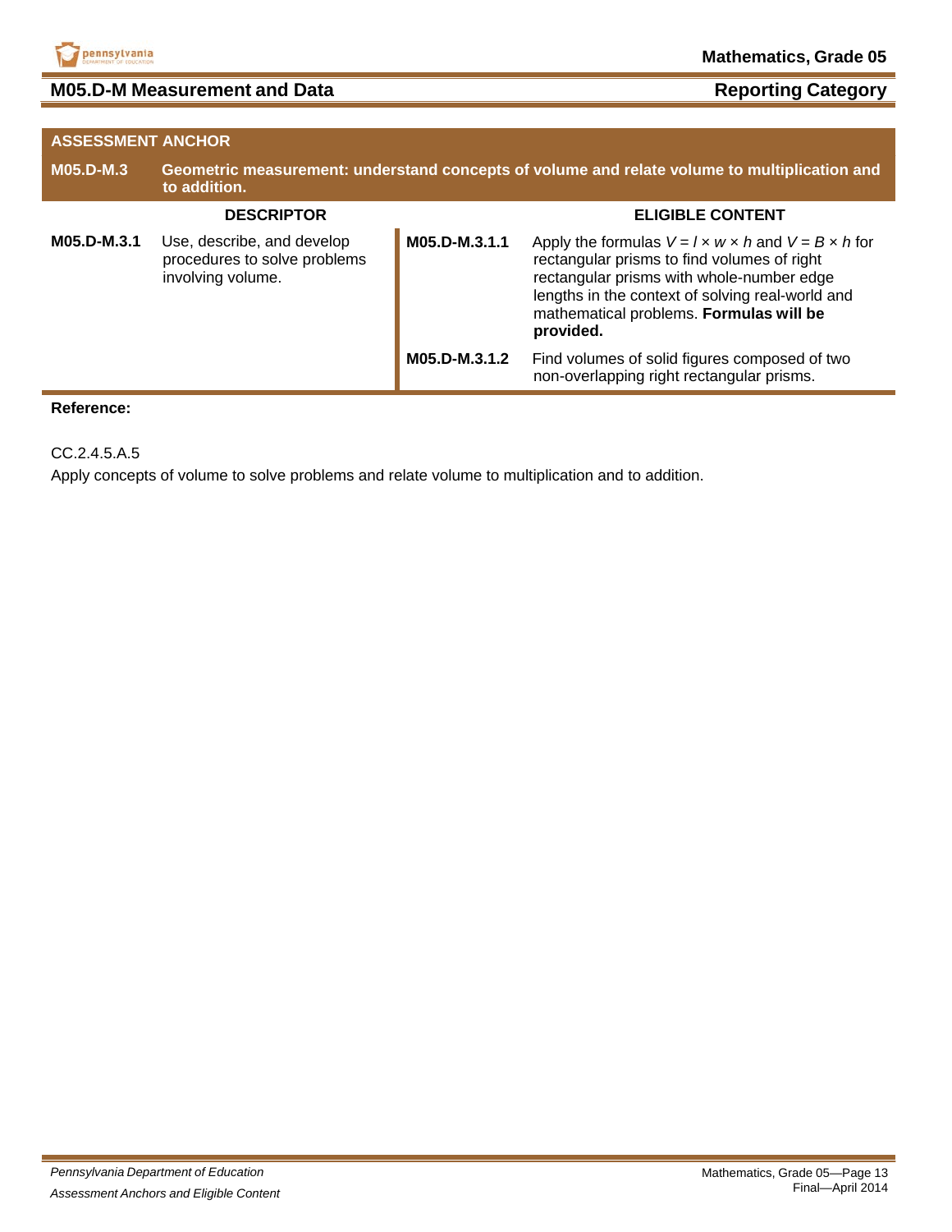## M05.D-M Measurement and Data

**Reporting Category**

| ASSESSMENT ANCHOR | | | |
|---|---|---|---|
| **M05.D-M.3** | **Geometric measurement: understand concepts of volume and relate volume to multiplication and to addition.** | | |
| | **DESCRIPTOR** | | **ELIGIBLE CONTENT** |
| **M05.D-M.3.1** | Use, describe, and develop procedures to solve problems involving volume. | **M05.D-M.3.1.1** | Apply the formulas $V = l \times w \times h$ and $V = B \times h$ for rectangular prisms to find volumes of right rectangular prisms with whole-number edge lengths in the context of solving real-world and mathematical problems. **Formulas will be provided.** |
| | | **M05.D-M.3.1.2** | Find volumes of solid figures composed of two non-overlapping right rectangular prisms. |

**Reference:**

CC.2.4.5.A.5

Apply concepts of volume to solve problems and relate volume to multiplication and to addition.